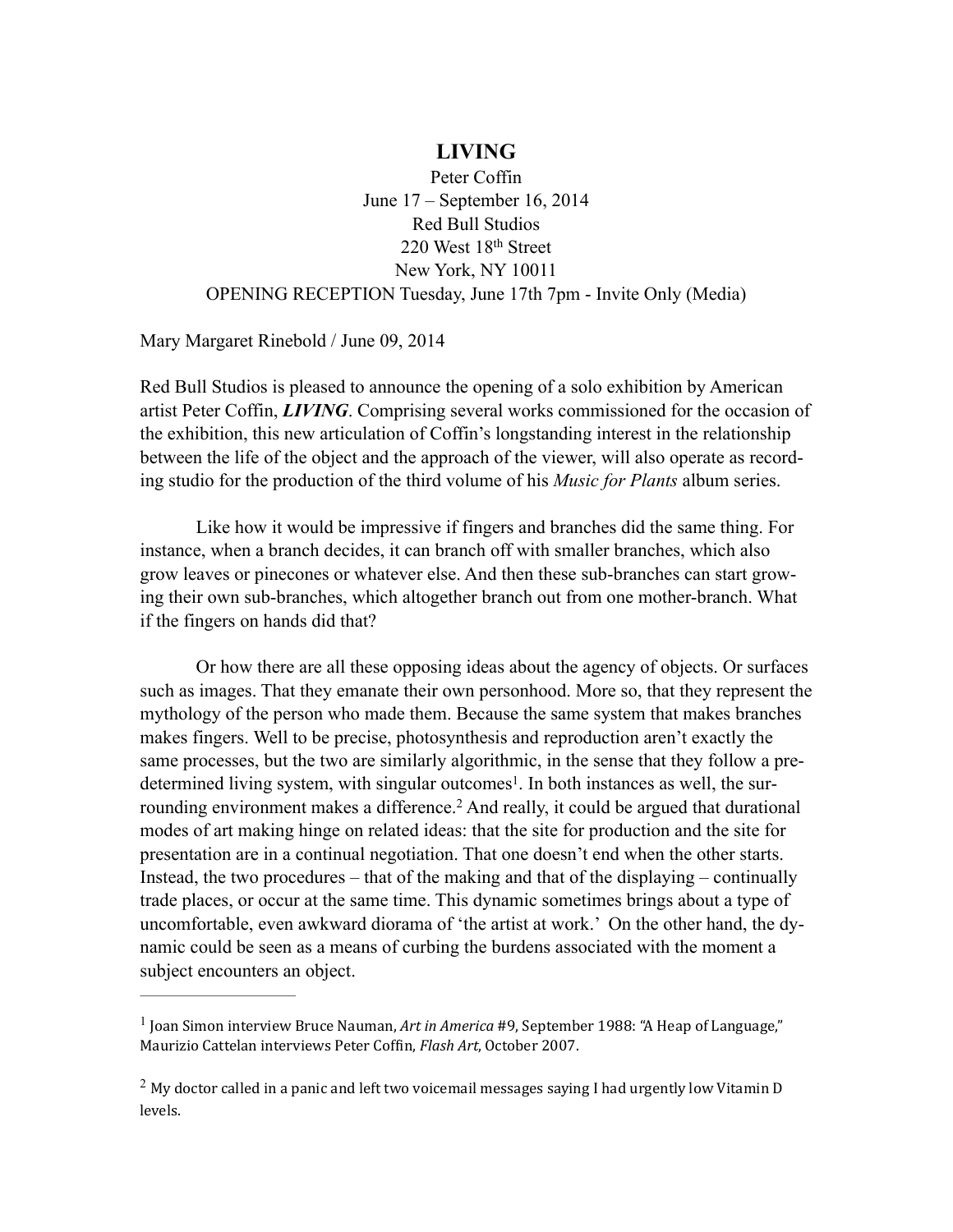# LIVING

Peter Coffin
June 17 – September 16, 2014
Red Bull Studios
220 West 18th Street
New York, NY 10011
OPENING RECEPTION Tuesday, June 17th 7pm - Invite Only (Media)

Mary Margaret Rinebold / June 09, 2014

Red Bull Studios is pleased to announce the opening of a solo exhibition by American artist Peter Coffin, ***LIVING***. Comprising several works commissioned for the occasion of the exhibition, this new articulation of Coffin's longstanding interest in the relationship between the life of the object and the approach of the viewer, will also operate as recording studio for the production of the third volume of his *Music for Plants* album series.

Like how it would be impressive if fingers and branches did the same thing. For instance, when a branch decides, it can branch off with smaller branches, which also grow leaves or pinecones or whatever else. And then these sub-branches can start growing their own sub-branches, which altogether branch out from one mother-branch. What if the fingers on hands did that?

Or how there are all these opposing ideas about the agency of objects. Or surfaces such as images. That they emanate their own personhood. More so, that they represent the mythology of the person who made them. Because the same system that makes branches makes fingers. Well to be precise, photosynthesis and reproduction aren't exactly the same processes, but the two are similarly algorithmic, in the sense that they follow a predetermined living system, with singular outcomes[1]. In both instances as well, the surrounding environment makes a difference.[2] And really, it could be argued that durational modes of art making hinge on related ideas: that the site for production and the site for presentation are in a continual negotiation. That one doesn't end when the other starts. Instead, the two procedures – that of the making and that of the displaying – continually trade places, or occur at the same time. This dynamic sometimes brings about a type of uncomfortable, even awkward diorama of 'the artist at work.' On the other hand, the dynamic could be seen as a means of curbing the burdens associated with the moment a subject encounters an object.

---

[1] Joan Simon interview Bruce Nauman, *Art in America* #9, September 1988: "A Heap of Language," Maurizio Cattelan interviews Peter Coffin, *Flash Art*, October 2007.

[2] My doctor called in a panic and left two voicemail messages saying I had urgently low Vitamin D levels.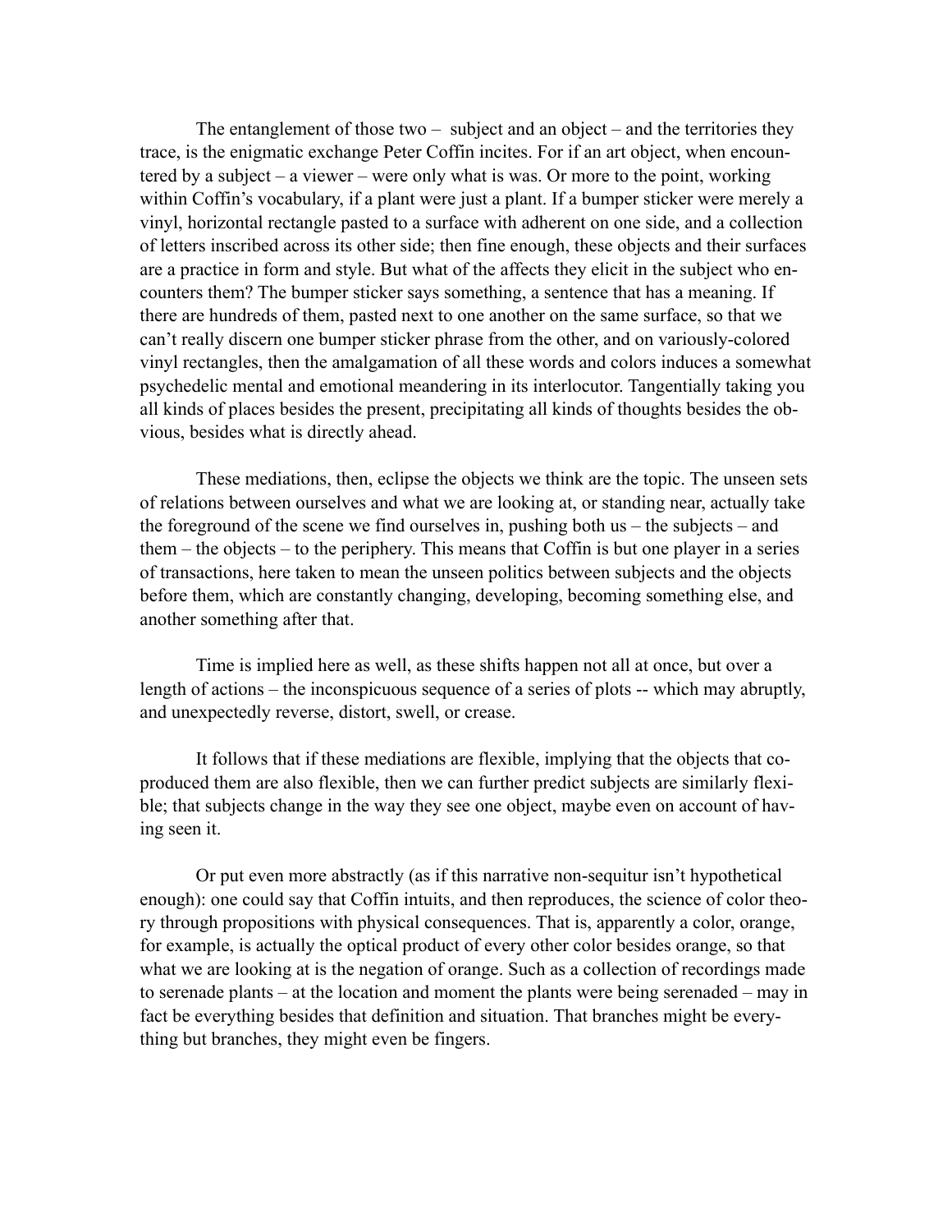The entanglement of those two – subject and an object – and the territories they trace, is the enigmatic exchange Peter Coffin incites. For if an art object, when encountered by a subject – a viewer – were only what is was. Or more to the point, working within Coffin's vocabulary, if a plant were just a plant. If a bumper sticker were merely a vinyl, horizontal rectangle pasted to a surface with adherent on one side, and a collection of letters inscribed across its other side; then fine enough, these objects and their surfaces are a practice in form and style. But what of the affects they elicit in the subject who encounters them? The bumper sticker says something, a sentence that has a meaning. If there are hundreds of them, pasted next to one another on the same surface, so that we can't really discern one bumper sticker phrase from the other, and on variously-colored vinyl rectangles, then the amalgamation of all these words and colors induces a somewhat psychedelic mental and emotional meandering in its interlocutor. Tangentially taking you all kinds of places besides the present, precipitating all kinds of thoughts besides the obvious, besides what is directly ahead.

These mediations, then, eclipse the objects we think are the topic. The unseen sets of relations between ourselves and what we are looking at, or standing near, actually take the foreground of the scene we find ourselves in, pushing both us – the subjects – and them – the objects – to the periphery. This means that Coffin is but one player in a series of transactions, here taken to mean the unseen politics between subjects and the objects before them, which are constantly changing, developing, becoming something else, and another something after that.

Time is implied here as well, as these shifts happen not all at once, but over a length of actions – the inconspicuous sequence of a series of plots -- which may abruptly, and unexpectedly reverse, distort, swell, or crease.

It follows that if these mediations are flexible, implying that the objects that co-produced them are also flexible, then we can further predict subjects are similarly flexible; that subjects change in the way they see one object, maybe even on account of having seen it.

Or put even more abstractly (as if this narrative non-sequitur isn't hypothetical enough): one could say that Coffin intuits, and then reproduces, the science of color theory through propositions with physical consequences. That is, apparently a color, orange, for example, is actually the optical product of every other color besides orange, so that what we are looking at is the negation of orange. Such as a collection of recordings made to serenade plants – at the location and moment the plants were being serenaded – may in fact be everything besides that definition and situation. That branches might be everything but branches, they might even be fingers.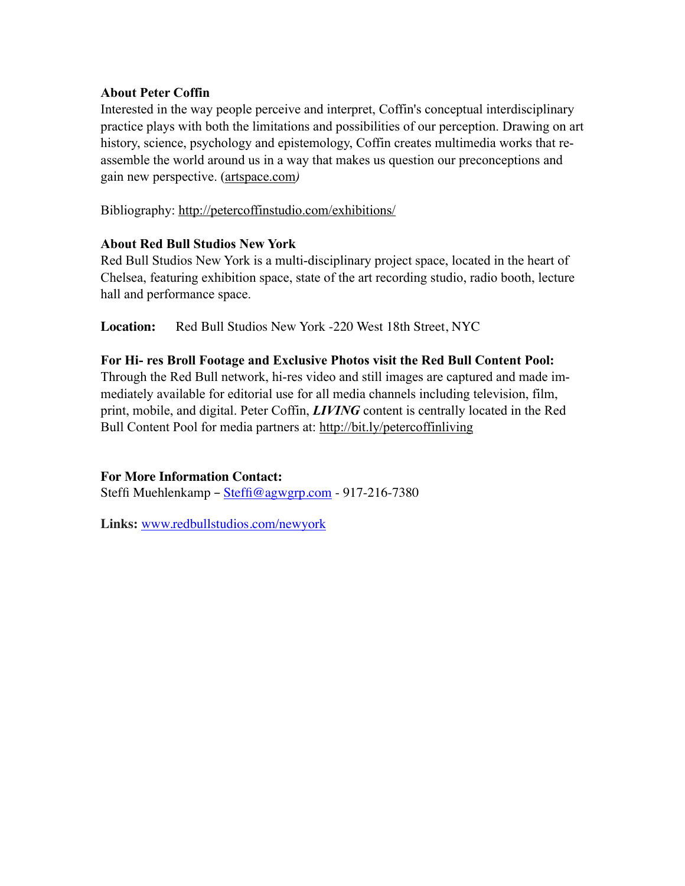**About Peter Coffin**

Interested in the way people perceive and interpret, Coffin's conceptual interdisciplinary practice plays with both the limitations and possibilities of our perception. Drawing on art history, science, psychology and epistemology, Coffin creates multimedia works that re-assemble the world around us in a way that makes us question our preconceptions and gain new perspective. (artspace.com*)*

Bibliography: http://petercoffinstudio.com/exhibitions/

**About Red Bull Studios New York**

Red Bull Studios New York is a multi-disciplinary project space, located in the heart of Chelsea, featuring exhibition space, state of the art recording studio, radio booth, lecture hall and performance space.

**Location:** Red Bull Studios New York -220 West 18th Street, NYC

**For Hi- res Broll Footage and Exclusive Photos visit the Red Bull Content Pool:**

Through the Red Bull network, hi-res video and still images are captured and made immediately available for editorial use for all media channels including television, film, print, mobile, and digital. Peter Coffin, ***LIVING*** content is centrally located in the Red Bull Content Pool for media partners at: http://bit.ly/petercoffinliving

**For More Information Contact:**

Steffi Muehlenkamp – Steffi@agwgrp.com - 917-216-7380

**Links:** www.redbullstudios.com/newyork